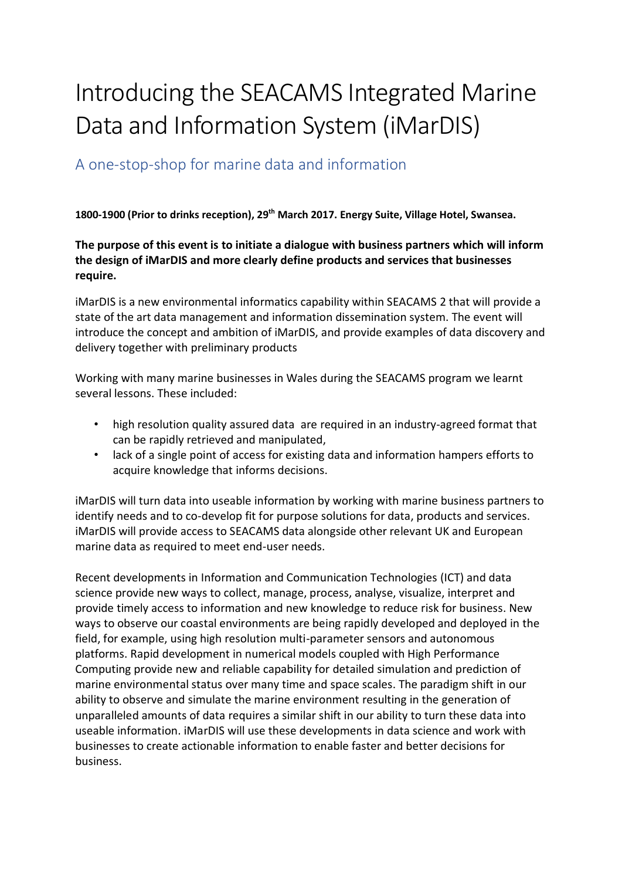# Introducing the SEACAMS Integrated Marine Data and Information System (iMarDIS)

## A one-stop-shop for marine data and information

**1800-1900 (Prior to drinks reception), 29th March 2017. Energy Suite, Village Hotel, Swansea.**

**The purpose of this event is to initiate a dialogue with business partners which will inform the design of iMarDIS and more clearly define products and services that businesses require.**

iMarDIS is a new environmental informatics capability within SEACAMS 2 that will provide a state of the art data management and information dissemination system. The event will introduce the concept and ambition of iMarDIS, and provide examples of data discovery and delivery together with preliminary products

Working with many marine businesses in Wales during the SEACAMS program we learnt several lessons. These included:

- high resolution quality assured data are required in an industry-agreed format that can be rapidly retrieved and manipulated,
- lack of a single point of access for existing data and information hampers efforts to acquire knowledge that informs decisions.

iMarDIS will turn data into useable information by working with marine business partners to identify needs and to co-develop fit for purpose solutions for data, products and services. iMarDIS will provide access to SEACAMS data alongside other relevant UK and European marine data as required to meet end-user needs.

Recent developments in Information and Communication Technologies (ICT) and data science provide new ways to collect, manage, process, analyse, visualize, interpret and provide timely access to information and new knowledge to reduce risk for business. New ways to observe our coastal environments are being rapidly developed and deployed in the field, for example, using high resolution multi-parameter sensors and autonomous platforms. Rapid development in numerical models coupled with High Performance Computing provide new and reliable capability for detailed simulation and prediction of marine environmental status over many time and space scales. The paradigm shift in our ability to observe and simulate the marine environment resulting in the generation of unparalleled amounts of data requires a similar shift in our ability to turn these data into useable information. iMarDIS will use these developments in data science and work with businesses to create actionable information to enable faster and better decisions for business.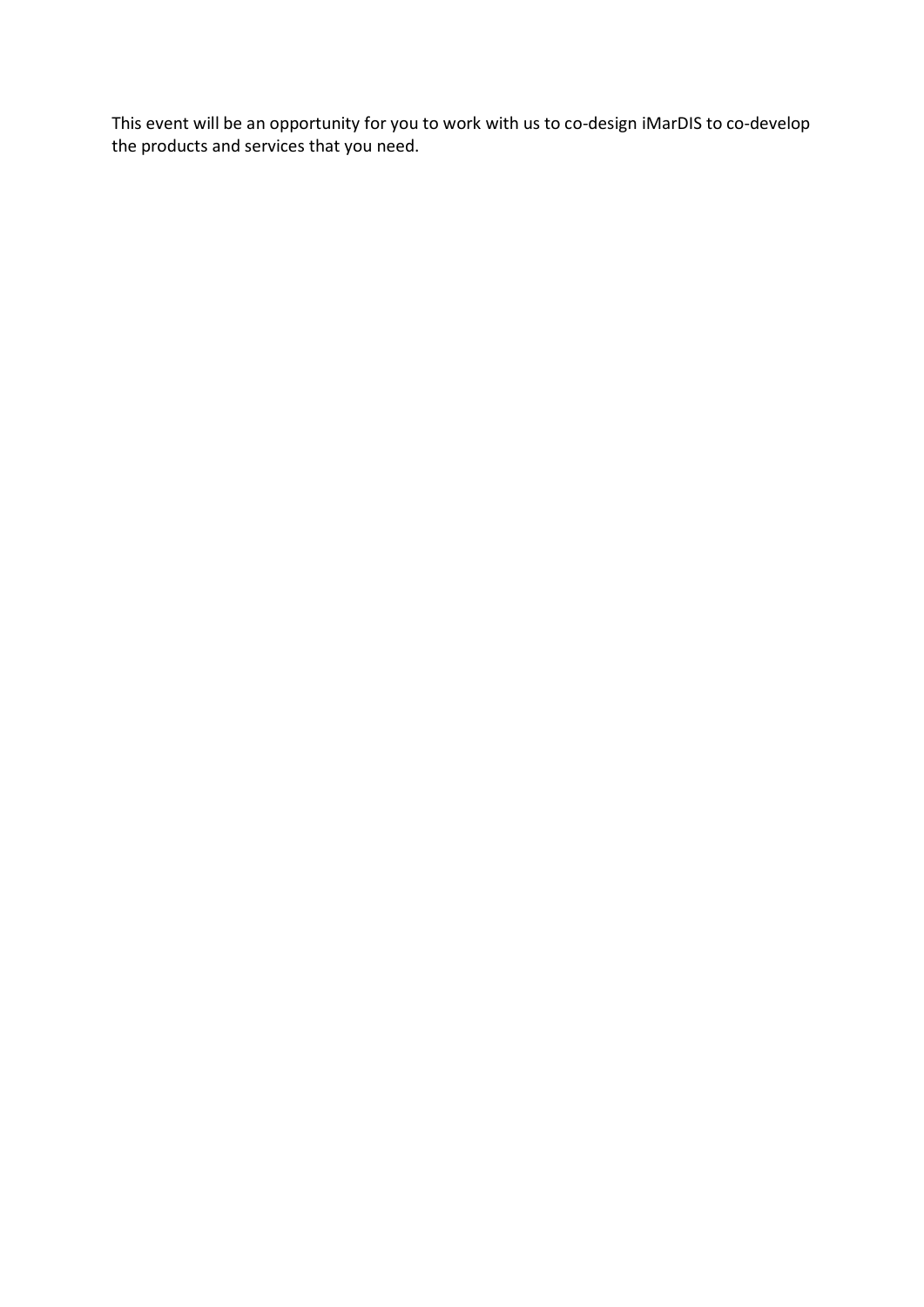This event will be an opportunity for you to work with us to co-design iMarDIS to co-develop the products and services that you need.